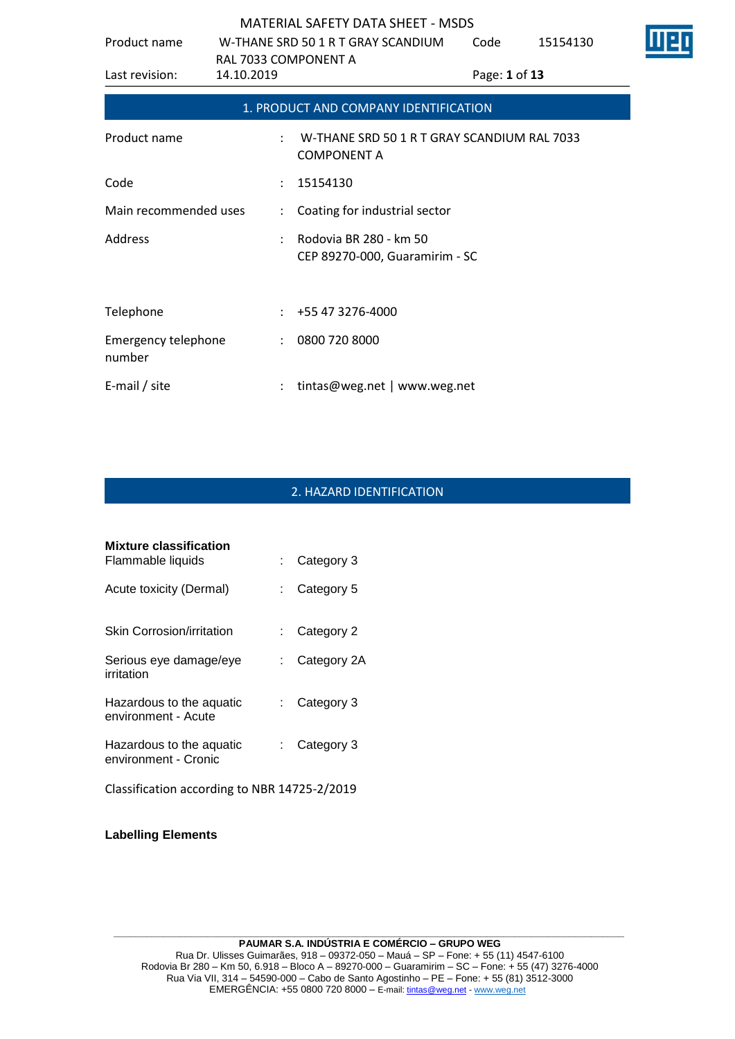# MATERIAL SAFETY DATA SHEET - MSDS

| | | | |
|---|---|---|---|
| Product name | W-THANE SRD 50 1 R T GRAY SCANDIUM RAL 7033 COMPONENT A | Code | 15154130 |
| Last revision: | 14.10.2019 | | |

## 1. PRODUCT AND COMPANY IDENTIFICATION

| | | |
|---|---|---|
| Product name | : | W-THANE SRD 50 1 R T GRAY SCANDIUM RAL 7033 COMPONENT A |
| Code | : | 15154130 |
| Main recommended uses | : | Coating for industrial sector |
| Address | : | Rodovia BR 280 - km 50<br>CEP 89270-000, Guaramirim - SC |
| Telephone | : | +55 47 3276-4000 |
| Emergency telephone number | : | 0800 720 8000 |
| E-mail / site | : | tintas@weg.net \| www.weg.net |

## 2. HAZARD IDENTIFICATION

**Mixture classification**

| | | |
|---|---|---|
| Flammable liquids | : | Category 3 |
| Acute toxicity (Dermal) | : | Category 5 |
| Skin Corrosion/irritation | : | Category 2 |
| Serious eye damage/eye irritation | : | Category 2A |
| Hazardous to the aquatic environment - Acute | : | Category 3 |
| Hazardous to the aquatic environment - Cronic | : | Category 3 |

Classification according to NBR 14725-2/2019

**Labelling Elements**

**PAUMAR S.A. INDÚSTRIA E COMÉRCIO – GRUPO WEG**
Rua Dr. Ulisses Guimarães, 918 – 09372-050 – Mauá – SP – Fone: + 55 (11) 4547-6100
Rodovia Br 280 – Km 50, 6.918 – Bloco A – 89270-000 – Guaramirim – SC – Fone: + 55 (47) 3276-4000
Rua Via VII, 314 – 54590-000 – Cabo de Santo Agostinho – PE – Fone: + 55 (81) 3512-3000
EMERGÊNCIA: +55 0800 720 8000 – E-mail: tintas@weg.net - www.weg.net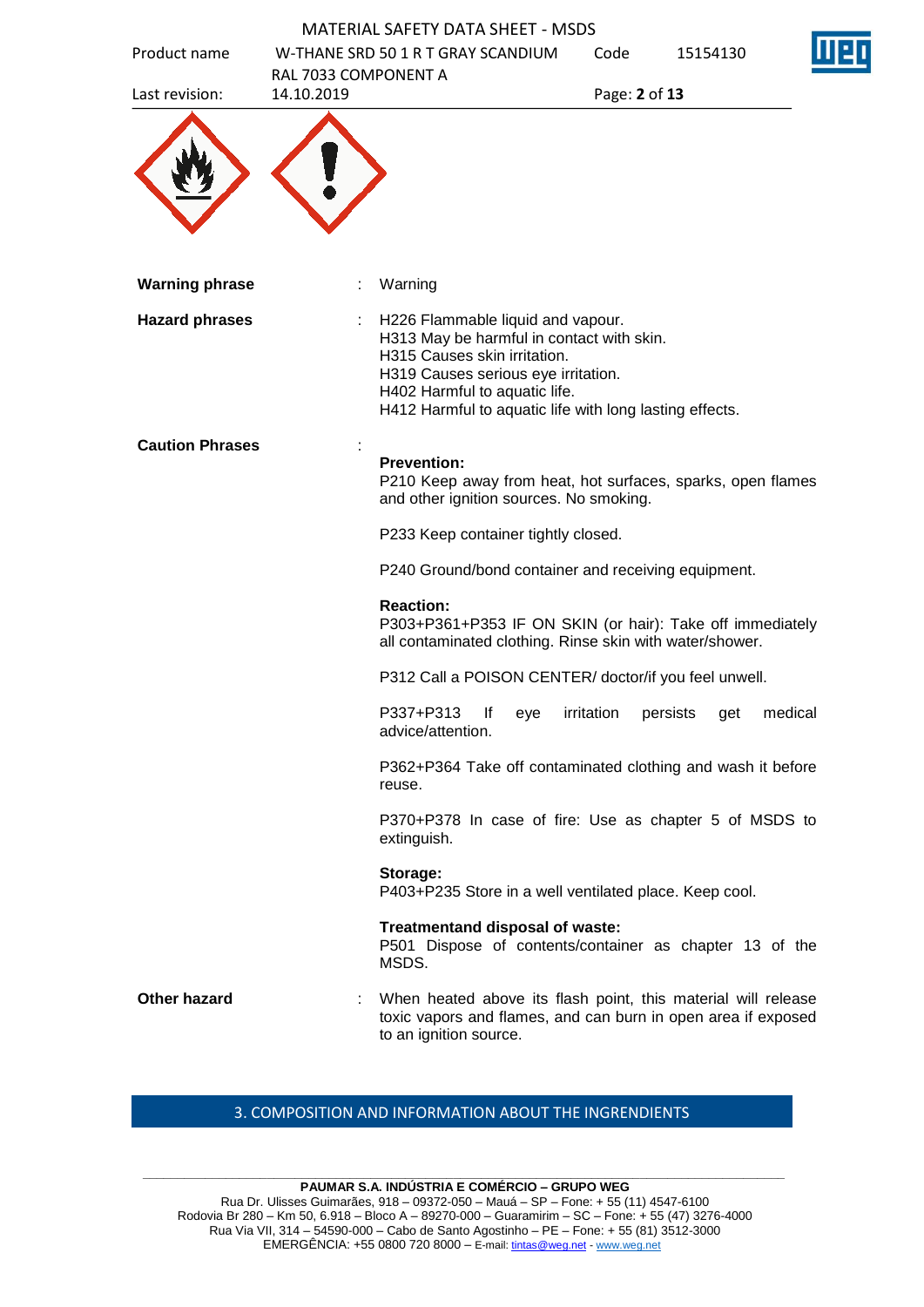| | | |
|---|---|---|
| **Warning phrase** | : | Warning |
| **Hazard phrases** | : | H226 Flammable liquid and vapour.<br>H313 May be harmful in contact with skin.<br>H315 Causes skin irritation.<br>H319 Causes serious eye irritation.<br>H402 Harmful to aquatic life.<br>H412 Harmful to aquatic life with long lasting effects. |
| **Caution Phrases** | : | **Prevention:**<br>P210 Keep away from heat, hot surfaces, sparks, open flames and other ignition sources. No smoking.<br><br>P233 Keep container tightly closed.<br><br>P240 Ground/bond container and receiving equipment.<br><br>**Reaction:**<br>P303+P361+P353 IF ON SKIN (or hair): Take off immediately all contaminated clothing. Rinse skin with water/shower.<br><br>P312 Call a POISON CENTER/ doctor/if you feel unwell.<br><br>P337+P313 If eye irritation persists get medical advice/attention.<br><br>P362+P364 Take off contaminated clothing and wash it before reuse.<br><br>P370+P378 In case of fire: Use as chapter 5 of MSDS to extinguish.<br><br>**Storage:**<br>P403+P235 Store in a well ventilated place. Keep cool.<br><br>**Treatmentand disposal of waste:**<br>P501 Dispose of contents/container as chapter 13 of the MSDS. |
| **Other hazard** | : | When heated above its flash point, this material will release toxic vapors and flames, and can burn in open area if exposed to an ignition source. |

## 3. COMPOSITION AND INFORMATION ABOUT THE INGRENDIENTS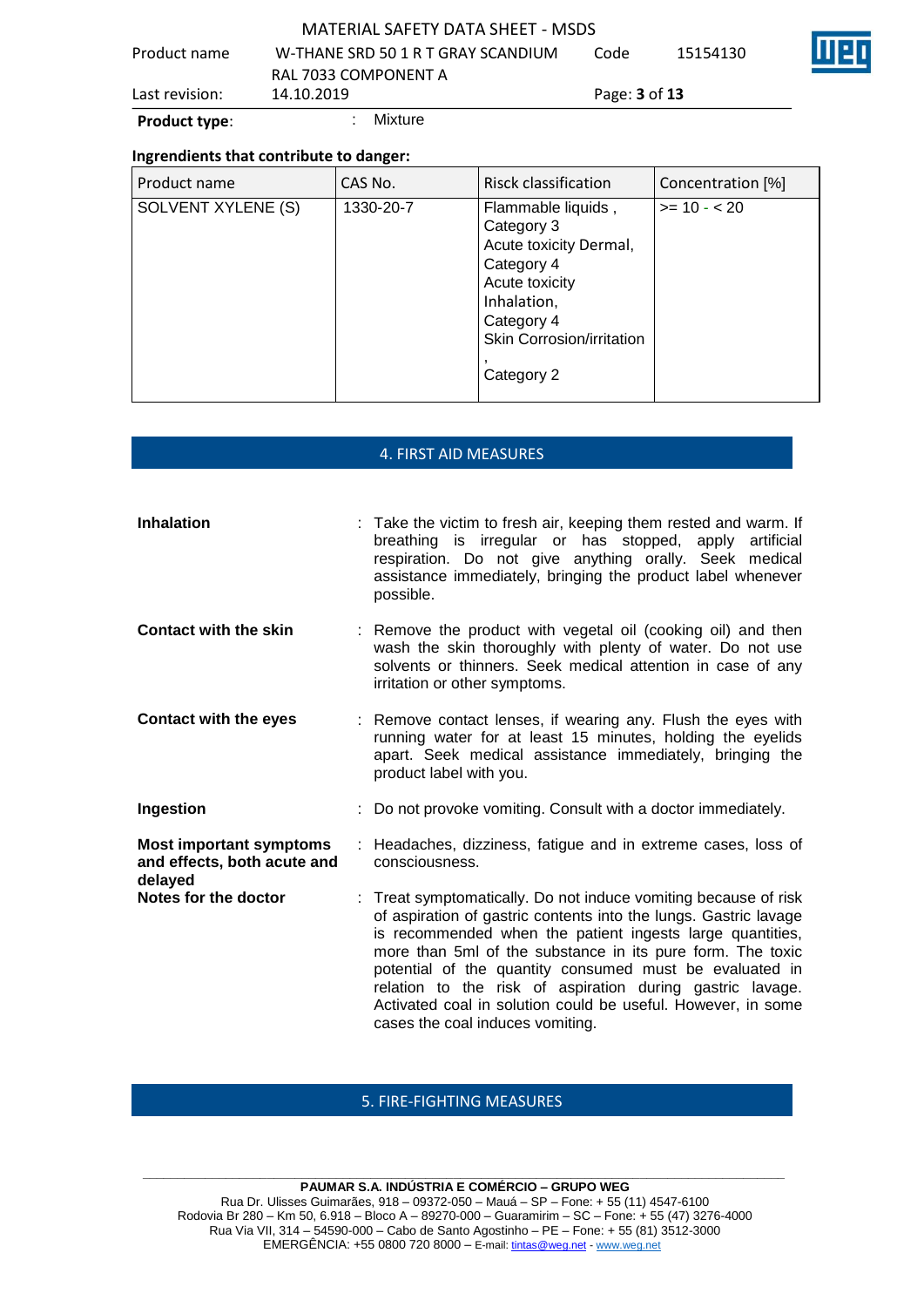**Product type**: : Mixture

**Ingrendients that contribute to danger:**

| Product name | CAS No. | Risck classification | Concentration [%] |
|---|---|---|---|
| SOLVENT XYLENE (S) | 1330-20-7 | Flammable liquids , Category 3 Acute toxicity Dermal, Category 4 Acute toxicity Inhalation, Category 4 Skin Corrosion/irritation , Category 2 | >= 10 - < 20 |

## 4. FIRST AID MEASURES

**Inhalation** : Take the victim to fresh air, keeping them rested and warm. If breathing is irregular or has stopped, apply artificial respiration. Do not give anything orally. Seek medical assistance immediately, bringing the product label whenever possible.

**Contact with the skin** : Remove the product with vegetal oil (cooking oil) and then wash the skin thoroughly with plenty of water. Do not use solvents or thinners. Seek medical attention in case of any irritation or other symptoms.

**Contact with the eyes** : Remove contact lenses, if wearing any. Flush the eyes with running water for at least 15 minutes, holding the eyelids apart. Seek medical assistance immediately, bringing the product label with you.

**Ingestion** : Do not provoke vomiting. Consult with a doctor immediately.

**Most important symptoms and effects, both acute and delayed** : Headaches, dizziness, fatigue and in extreme cases, loss of consciousness.

**Notes for the doctor** : Treat symptomatically. Do not induce vomiting because of risk of aspiration of gastric contents into the lungs. Gastric lavage is recommended when the patient ingests large quantities, more than 5ml of the substance in its pure form. The toxic potential of the quantity consumed must be evaluated in relation to the risk of aspiration during gastric lavage. Activated coal in solution could be useful. However, in some cases the coal induces vomiting.

## 5. FIRE-FIGHTING MEASURES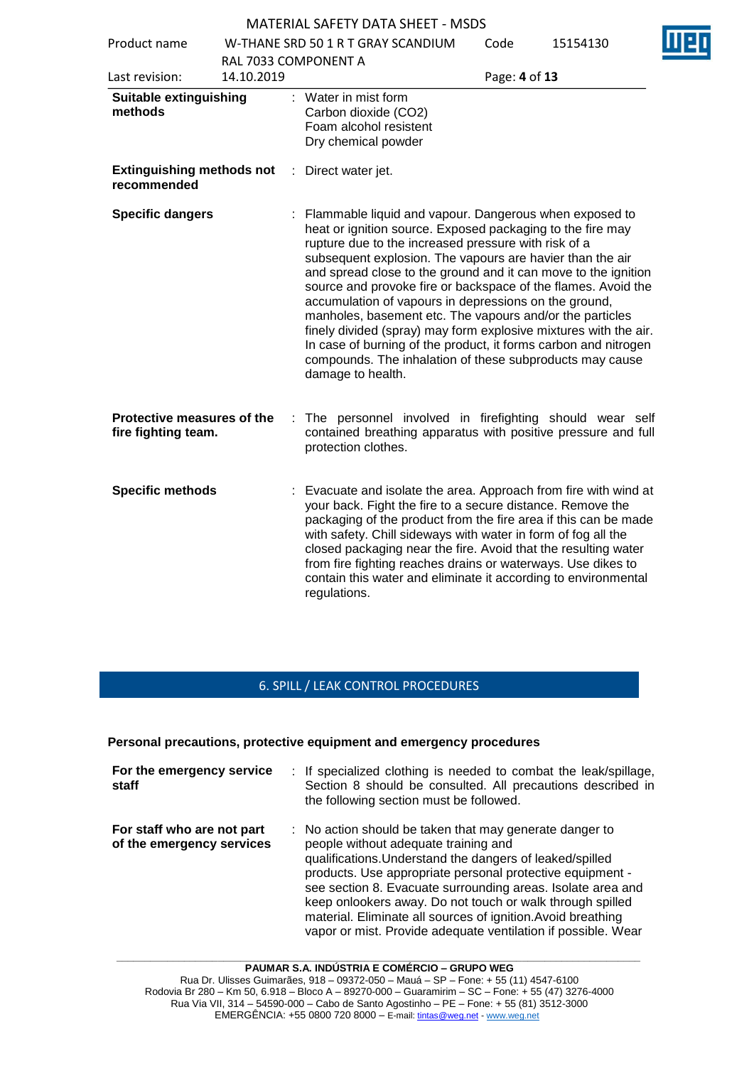**Suitable extinguishing methods** : Water in mist form
Carbon dioxide ($CO_2$)
Foam alcohol resistent
Dry chemical powder

**Extinguishing methods not recommended** : Direct water jet.

**Specific dangers** : Flammable liquid and vapour. Dangerous when exposed to heat or ignition source. Exposed packaging to the fire may rupture due to the increased pressure with risk of a subsequent explosion. The vapours are havier than the air and spread close to the ground and it can move to the ignition source and provoke fire or backspace of the flames. Avoid the accumulation of vapours in depressions on the ground, manholes, basement etc. The vapours and/or the particles finely divided (spray) may form explosive mixtures with the air. In case of burning of the product, it forms carbon and nitrogen compounds. The inhalation of these subproducts may cause damage to health.

**Protective measures of the fire fighting team.** : The personnel involved in firefighting should wear self contained breathing apparatus with positive pressure and full protection clothes.

**Specific methods** : Evacuate and isolate the area. Approach from fire with wind at your back. Fight the fire to a secure distance. Remove the packaging of the product from the fire area if this can be made with safety. Chill sideways with water in form of fog all the closed packaging near the fire. Avoid that the resulting water from fire fighting reaches drains or waterways. Use dikes to contain this water and eliminate it according to environmental regulations.

## 6. SPILL / LEAK CONTROL PROCEDURES

**Personal precautions, protective equipment and emergency procedures**

**For the emergency service staff** : If specialized clothing is needed to combat the leak/spillage, Section 8 should be consulted. All precautions described in the following section must be followed.

**For staff who are not part of the emergency services** : No action should be taken that may generate danger to people without adequate training and qualifications.Understand the dangers of leaked/spilled products. Use appropriate personal protective equipment - see section 8. Evacuate surrounding areas. Isolate area and keep onlookers away. Do not touch or walk through spilled material. Eliminate all sources of ignition.Avoid breathing vapor or mist. Provide adequate ventilation if possible. Wear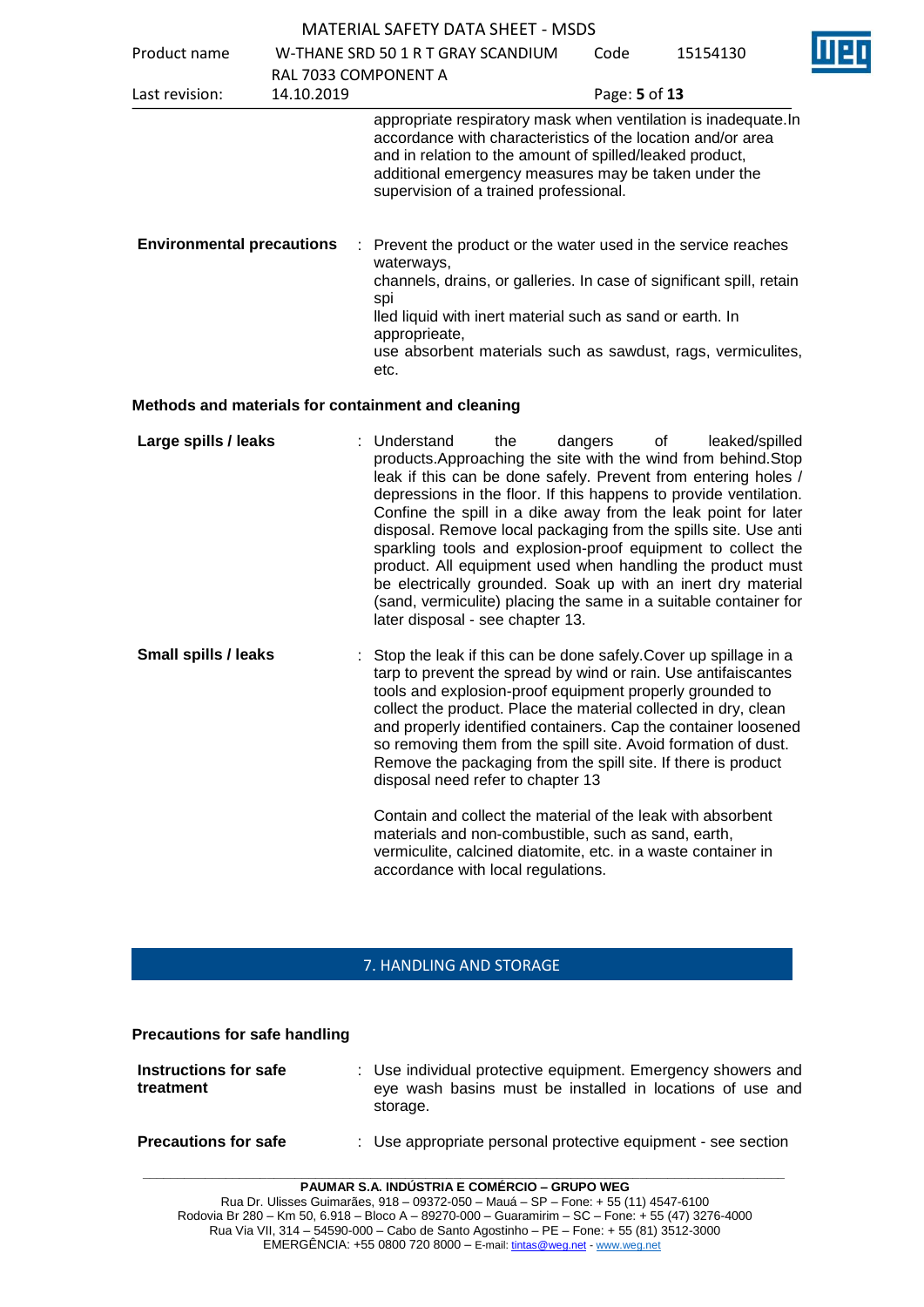appropriate respiratory mask when ventilation is inadequate.In accordance with characteristics of the location and/or area and in relation to the amount of spilled/leaked product, additional emergency measures may be taken under the supervision of a trained professional.

**Environmental precautions** : Prevent the product or the water used in the service reaches waterways, channels, drains, or galleries. In case of significant spill, retain spi lled liquid with inert material such as sand or earth. In appropriеate, use absorbent materials such as sawdust, rags, vermiculites, etc.

### Methods and materials for containment and cleaning

**Large spills / leaks** : Understand the dangers of leaked/spilled products.Approaching the site with the wind from behind.Stop leak if this can be done safely. Prevent from entering holes / depressions in the floor. If this happens to provide ventilation. Confine the spill in a dike away from the leak point for later disposal. Remove local packaging from the spills site. Use anti sparkling tools and explosion-proof equipment to collect the product. All equipment used when handling the product must be electrically grounded. Soak up with an inert dry material (sand, vermiculite) placing the same in a suitable container for later disposal - see chapter 13.

**Small spills / leaks** : Stop the leak if this can be done safely.Cover up spillage in a tarp to prevent the spread by wind or rain. Use antifaiscantes tools and explosion-proof equipment properly grounded to collect the product. Place the material collected in dry, clean and properly identified containers. Cap the container loosened so removing them from the spill site. Avoid formation of dust. Remove the packaging from the spill site. If there is product disposal need refer to chapter 13

Contain and collect the material of the leak with absorbent materials and non-combustible, such as sand, earth, vermiculite, calcined diatomite, etc. in a waste container in accordance with local regulations.

## 7. HANDLING AND STORAGE

### Precautions for safe handling

**Instructions for safe treatment** : Use individual protective equipment. Emergency showers and eye wash basins must be installed in locations of use and storage.

**Precautions for safe** : Use appropriate personal protective equipment - see section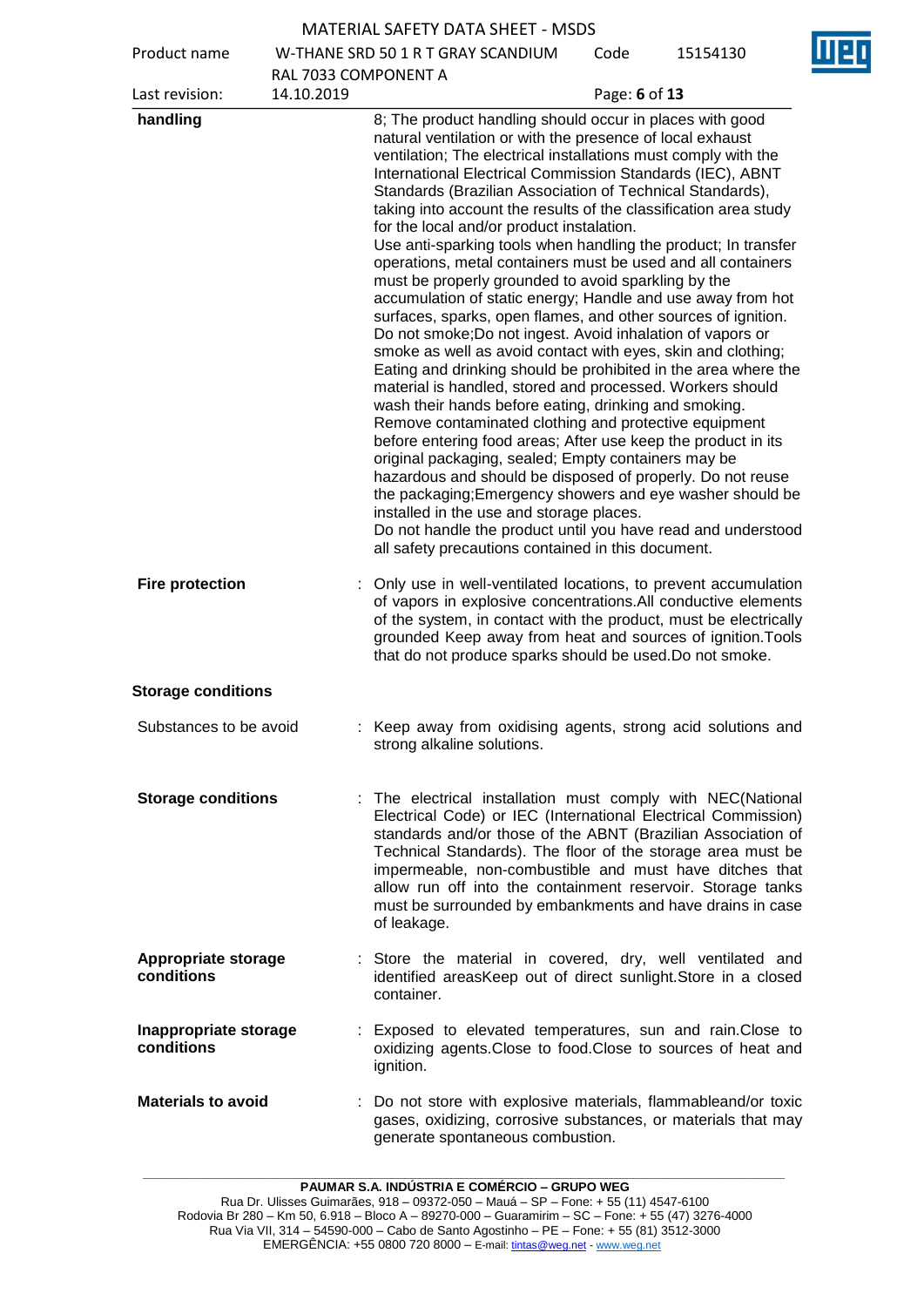| | |
|---|---|
| **handling** | 8; The product handling should occur in places with good natural ventilation or with the presence of local exhaust ventilation; The electrical installations must comply with the International Electrical Commission Standards (IEC), ABNT Standards (Brazilian Association of Technical Standards), taking into account the results of the classification area study for the local and/or product instalation.<br>Use anti-sparking tools when handling the product; In transfer operations, metal containers must be used and all containers must be properly grounded to avoid sparkling by the accumulation of static energy; Handle and use away from hot surfaces, sparks, open flames, and other sources of ignition. Do not smoke;Do not ingest. Avoid inhalation of vapors or smoke as well as avoid contact with eyes, skin and clothing; Eating and drinking should be prohibited in the area where the material is handled, stored and processed. Workers should wash their hands before eating, drinking and smoking. Remove contaminated clothing and protective equipment before entering food areas; After use keep the product in its original packaging, sealed; Empty containers may be hazardous and should be disposed of properly. Do not reuse the packaging;Emergency showers and eye washer should be installed in the use and storage places.<br>Do not handle the product until you have read and understood all safety precautions contained in this document. |
| **Fire protection** | : Only use in well-ventilated locations, to prevent accumulation of vapors in explosive concentrations.All conductive elements of the system, in contact with the product, must be electrically grounded Keep away from heat and sources of ignition.Tools that do not produce sparks should be used.Do not smoke. |

**Storage conditions**

| | |
|---|---|
| Substances to be avoid | : Keep away from oxidising agents, strong acid solutions and strong alkaline solutions. |
| **Storage conditions** | : The electrical installation must comply with NEC(National Electrical Code) or IEC (International Electrical Commission) standards and/or those of the ABNT (Brazilian Association of Technical Standards). The floor of the storage area must be impermeable, non-combustible and must have ditches that allow run off into the containment reservoir. Storage tanks must be surrounded by embankments and have drains in case of leakage. |
| **Appropriate storage conditions** | : Store the material in covered, dry, well ventilated and identified areasKeep out of direct sunlight.Store in a closed container. |
| **Inappropriate storage conditions** | : Exposed to elevated temperatures, sun and rain.Close to oxidizing agents.Close to food.Close to sources of heat and ignition. |
| **Materials to avoid** | : Do not store with explosive materials, flammableand/or toxic gases, oxidizing, corrosive substances, or materials that may generate spontaneous combustion. |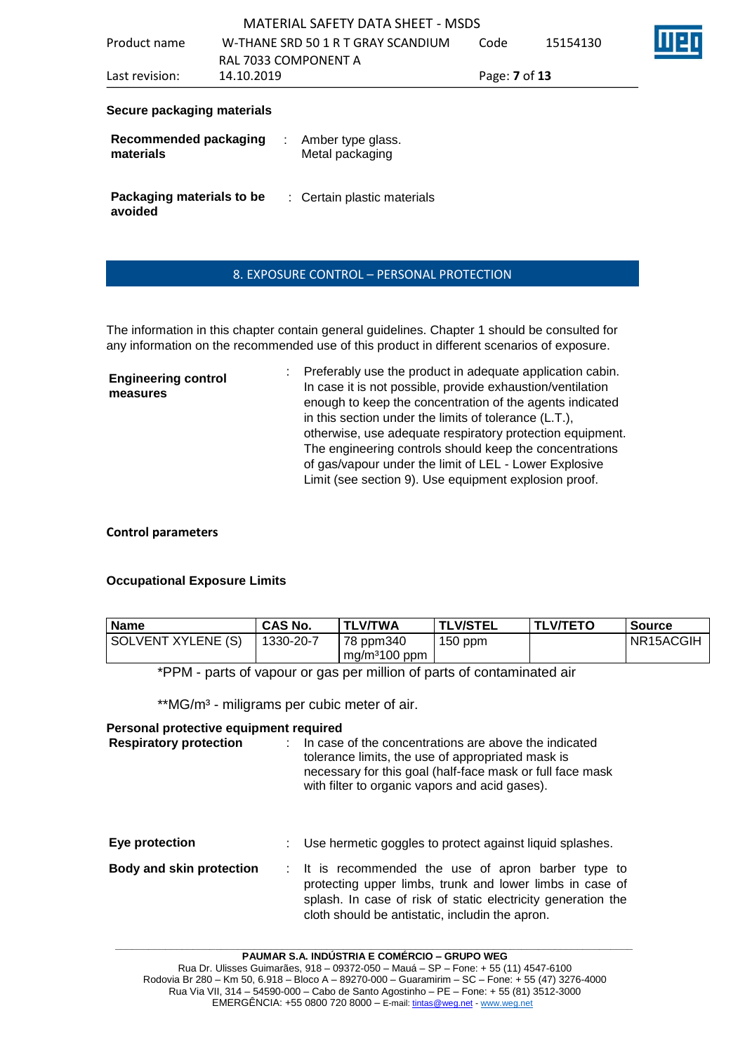**Secure packaging materials**

**Recommended packaging materials** : Amber type glass. Metal packaging

**Packaging materials to be avoided** : Certain plastic materials

## 8. EXPOSURE CONTROL – PERSONAL PROTECTION

The information in this chapter contain general guidelines. Chapter 1 should be consulted for any information on the recommended use of this product in different scenarios of exposure.

**Engineering control measures** : Preferably use the product in adequate application cabin. In case it is not possible, provide exhaustion/ventilation enough to keep the concentration of the agents indicated in this section under the limits of tolerance (L.T.), otherwise, use adequate respiratory protection equipment. The engineering controls should keep the concentrations of gas/vapour under the limit of LEL - Lower Explosive Limit (see section 9). Use equipment explosion proof.

**Control parameters**

**Occupational Exposure Limits**

| Name | CAS No. | TLV/TWA | TLV/STEL | TLV/TETO | Source |
|---|---|---|---|---|---|
| SOLVENT XYLENE (S) | 1330-20-7 | 78 ppm340 mg/m³100 ppm | 150 ppm | | NR15ACGIH |

*PPM - parts of vapour or gas per million of parts of contaminated air

**MG/m³ - miligrams per cubic meter of air.

**Personal protective equipment required**

**Respiratory protection** : In case of the concentrations are above the indicated tolerance limits, the use of appropriated mask is necessary for this goal (half-face mask or full face mask with filter to organic vapors and acid gases).

**Eye protection** : Use hermetic goggles to protect against liquid splashes.

**Body and skin protection** : It is recommended the use of apron barber type to protecting upper limbs, trunk and lower limbs in case of splash. In case of risk of static electricity generation the cloth should be antistatic, includin the apron.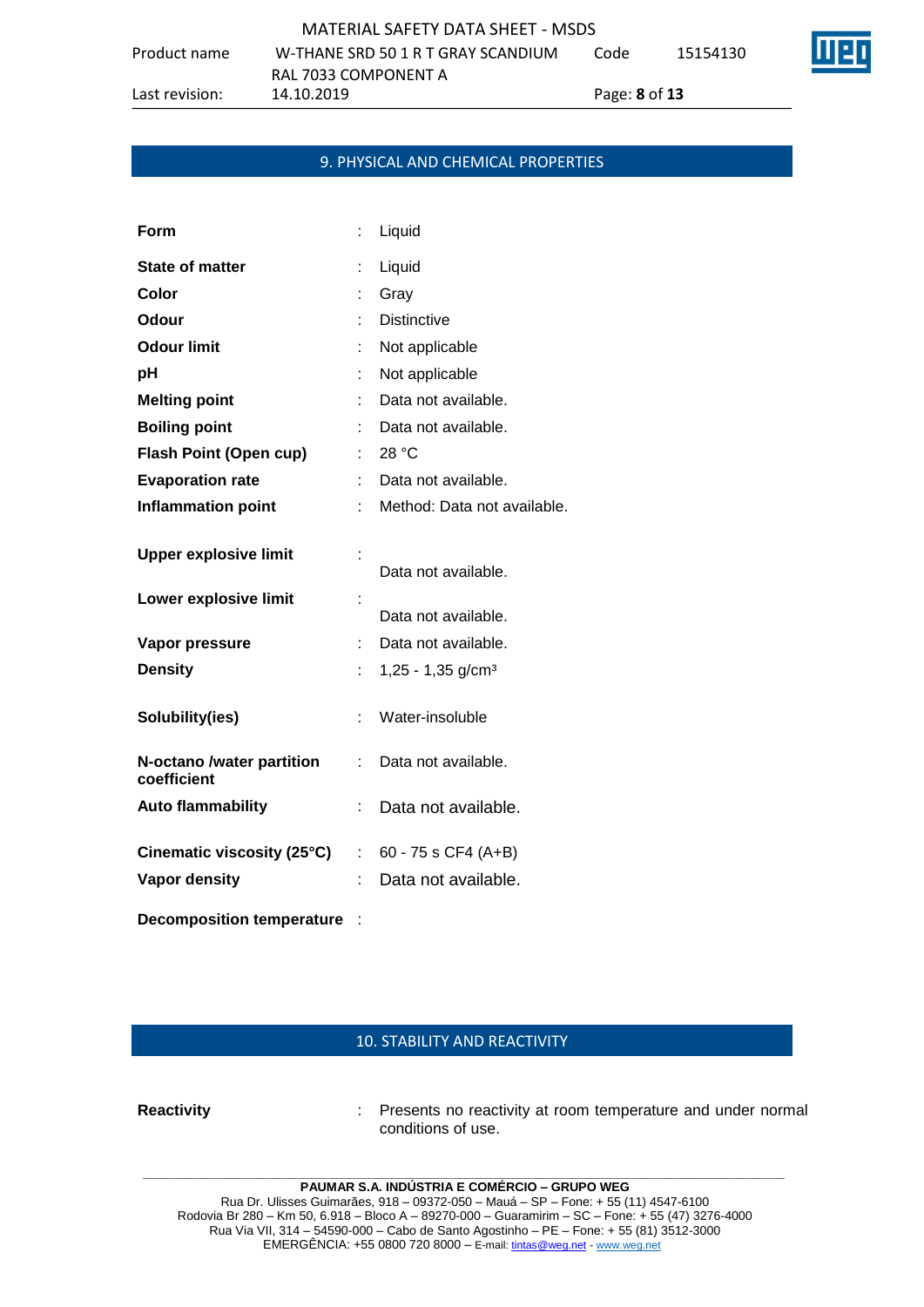## 9. PHYSICAL AND CHEMICAL PROPERTIES

| | | |
|---|---|---|
| **Form** | : | Liquid |
| **State of matter** | : | Liquid |
| **Color** | : | Gray |
| **Odour** | : | Distinctive |
| **Odour limit** | : | Not applicable |
| **pH** | : | Not applicable |
| **Melting point** | : | Data not available. |
| **Boiling point** | : | Data not available. |
| **Flash Point (Open cup)** | : | 28 °C |
| **Evaporation rate** | : | Data not available. |
| **Inflammation point** | : | Method: Data not available. |
| **Upper explosive limit** | : | Data not available. |
| **Lower explosive limit** | : | Data not available. |
| **Vapor pressure** | : | Data not available. |
| **Density** | : | 1,25 - 1,35 g/cm³ |
| **Solubility(ies)** | : | Water-insoluble |
| **N-octano /water partition coefficient** | : | Data not available. |
| **Auto flammability** | : | Data not available. |
| **Cinematic viscosity (25°C)** | : | 60 - 75 s CF4 (A+B) |
| **Vapor density** | : | Data not available. |
| **Decomposition temperature** | : | |

## 10. STABILITY AND REACTIVITY

| | | |
|---|---|---|
| **Reactivity** | : | Presents no reactivity at room temperature and under normal conditions of use. |

**PAUMAR S.A. INDÚSTRIA E COMÉRCIO – GRUPO WEG**
Rua Dr. Ulisses Guimarães, 918 – 09372-050 – Mauá – SP – Fone: + 55 (11) 4547-6100
Rodovia Br 280 – Km 50, 6.918 – Bloco A – 89270-000 – Guaramirim – SC – Fone: + 55 (47) 3276-4000
Rua Via VII, 314 – 54590-000 – Cabo de Santo Agostinho – PE – Fone: + 55 (81) 3512-3000
EMERGÊNCIA: +55 0800 720 8000 – E-mail: tintas@weg.net - www.weg.net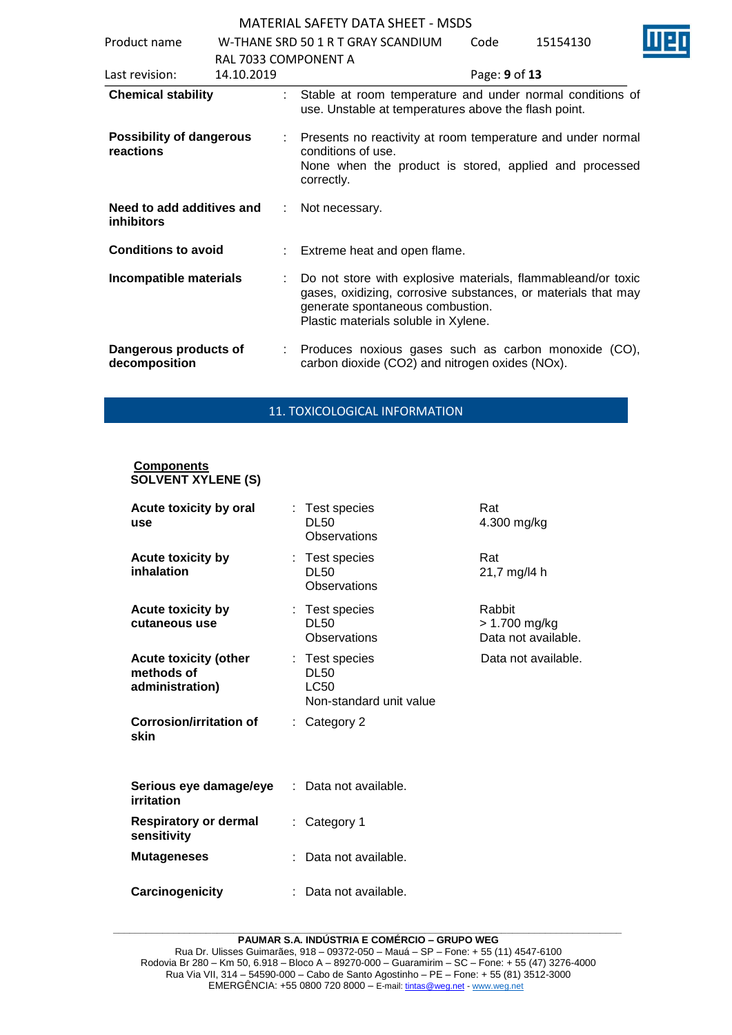| | | |
|---|---|---|
| **Chemical stability** | : | Stable at room temperature and under normal conditions of use. Unstable at temperatures above the flash point. |
| **Possibility of dangerous reactions** | : | Presents no reactivity at room temperature and under normal conditions of use.<br>None when the product is stored, applied and processed correctly. |
| **Need to add additives and inhibitors** | : | Not necessary. |
| **Conditions to avoid** | : | Extreme heat and open flame. |
| **Incompatible materials** | : | Do not store with explosive materials, flammableand/or toxic gases, oxidizing, corrosive substances, or materials that may generate spontaneous combustion.<br>Plastic materials soluble in Xylene. |
| **Dangerous products of decomposition** | : | Produces noxious gases such as carbon monoxide (CO), carbon dioxide ($CO_2$) and nitrogen oxides (NOx). |

## 11. TOXICOLOGICAL INFORMATION

**Components**

**SOLVENT XYLENE (S)**

| | | | |
|---|---|---|---|
| **Acute toxicity by oral use** | : | Test species<br>DL50<br>Observations | Rat<br>4.300 mg/kg |
| **Acute toxicity by inhalation** | : | Test species<br>DL50<br>Observations | Rat<br>21,7 mg/l4 h |
| **Acute toxicity by cutaneous use** | : | Test species<br>DL50<br>Observations | Rabbit<br>> 1.700 mg/kg<br>Data not available. |
| **Acute toxicity (other methods of administration)** | : | Test species<br>DL50<br>LC50<br>Non-standard unit value | Data not available. |
| **Corrosion/irritation of skin** | : | Category 2 | |
| **Serious eye damage/eye irritation** | : | Data not available. | |
| **Respiratory or dermal sensitivity** | : | Category 1 | |
| **Mutageneses** | : | Data not available. | |
| **Carcinogenicity** | : | Data not available. | |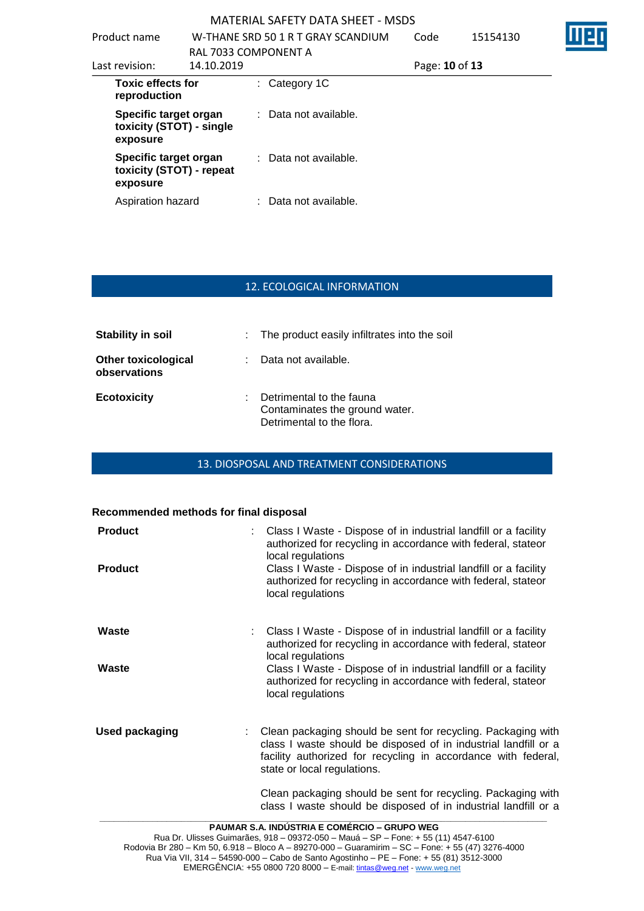| | | |
|---|---|---|
| **Toxic effects for reproduction** | : | Category 1C |
| **Specific target organ toxicity (STOT) - single exposure** | : | Data not available. |
| **Specific target organ toxicity (STOT) - repeat exposure** | : | Data not available. |
| Aspiration hazard | : | Data not available. |

## 12. ECOLOGICAL INFORMATION

| | | |
|---|---|---|
| **Stability in soil** | : | The product easily infiltrates into the soil |
| **Other toxicological observations** | : | Data not available. |
| **Ecotoxicity** | : | Detrimental to the fauna<br>Contaminates the ground water.<br>Detrimental to the flora. |

## 13. DIOSPOSAL AND TREATMENT CONSIDERATIONS

**Recommended methods for final disposal**

| | | |
|---|---|---|
| **Product** | : | Class I Waste - Dispose of in industrial landfill or a facility authorized for recycling in accordance with federal, stateor local regulations |
| **Product** | | Class I Waste - Dispose of in industrial landfill or a facility authorized for recycling in accordance with federal, stateor local regulations |
| **Waste** | : | Class I Waste - Dispose of in industrial landfill or a facility authorized for recycling in accordance with federal, stateor local regulations |
| **Waste** | | Class I Waste - Dispose of in industrial landfill or a facility authorized for recycling in accordance with federal, stateor local regulations |
| **Used packaging** | : | Clean packaging should be sent for recycling. Packaging with class I waste should be disposed of in industrial landfill or a facility authorized for recycling in accordance with federal, state or local regulations.<br><br>Clean packaging should be sent for recycling. Packaging with class I waste should be disposed of in industrial landfill or a |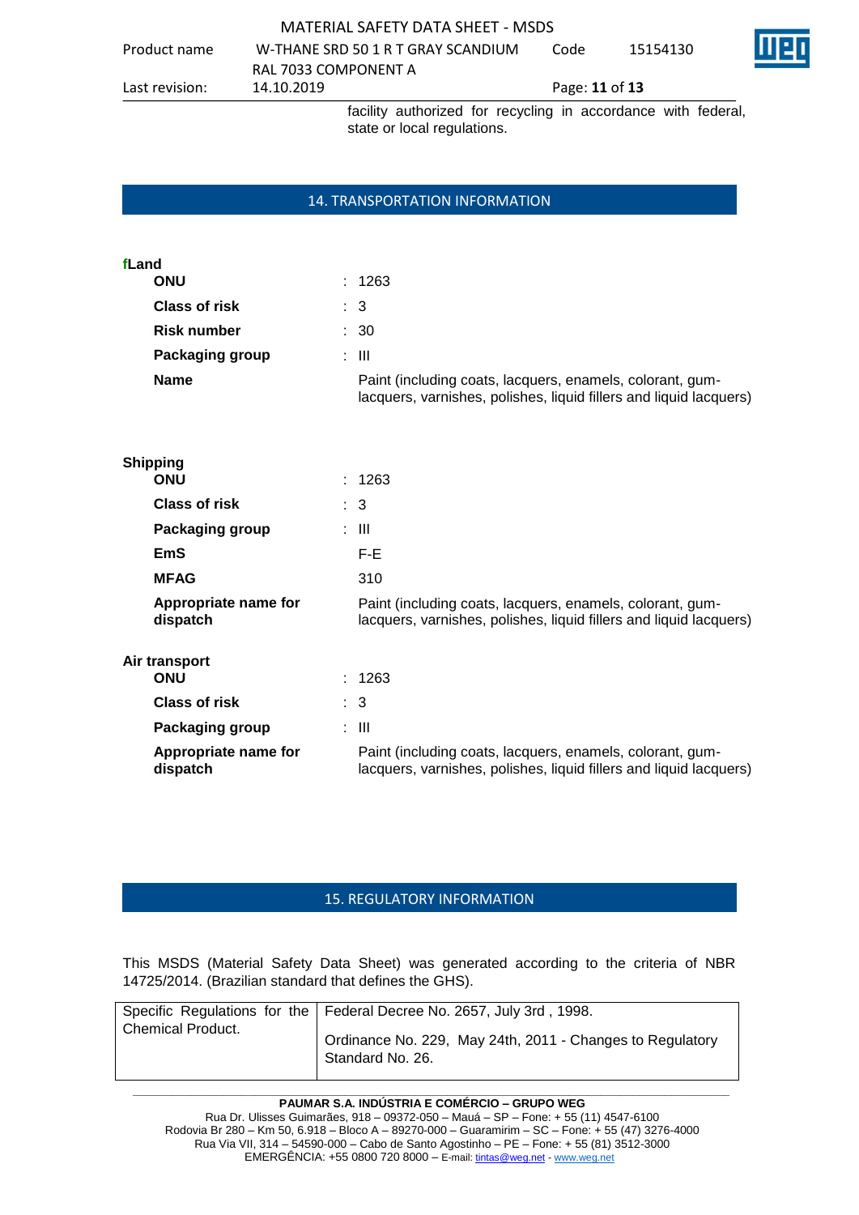facility authorized for recycling in accordance with federal, state or local regulations.

## 14. TRANSPORTATION INFORMATION

**fLand**

| | |
|---|---|
| **ONU** | : 1263 |
| **Class of risk** | : 3 |
| **Risk number** | : 30 |
| **Packaging group** | : III |
| **Name** | Paint (including coats, lacquers, enamels, colorant, gum-lacquers, varnishes, polishes, liquid fillers and liquid lacquers) |

**Shipping**

| | |
|---|---|
| **ONU** | : 1263 |
| **Class of risk** | : 3 |
| **Packaging group** | : III |
| **EmS** | F-E |
| **MFAG** | 310 |
| **Appropriate name for dispatch** | Paint (including coats, lacquers, enamels, colorant, gum-lacquers, varnishes, polishes, liquid fillers and liquid lacquers) |

**Air transport**

| | |
|---|---|
| **ONU** | : 1263 |
| **Class of risk** | : 3 |
| **Packaging group** | : III |
| **Appropriate name for dispatch** | Paint (including coats, lacquers, enamels, colorant, gum-lacquers, varnishes, polishes, liquid fillers and liquid lacquers) |

## 15. REGULATORY INFORMATION

This MSDS (Material Safety Data Sheet) was generated according to the criteria of NBR 14725/2014. (Brazilian standard that defines the GHS).

| | |
|---|---|
| Specific Regulations for the Chemical Product. | Federal Decree No. 2657, July 3rd , 1998.<br><br>Ordinance No. 229, May 24th, 2011 - Changes to Regulatory Standard No. 26. |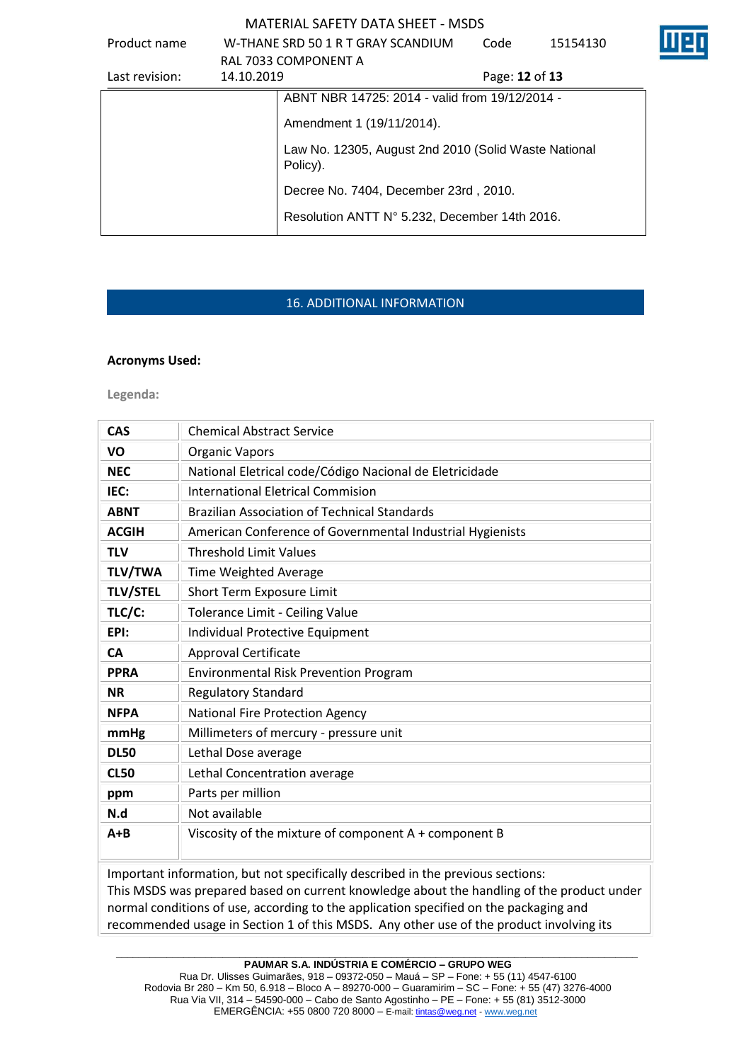| | ABNT NBR 14725: 2014 - valid from 19/12/2014 - Amendment 1 (19/11/2014). Law No. 12305, August 2nd 2010 (Solid Waste National Policy). Decree No. 7404, December 23rd , 2010. Resolution ANTT N° 5.232, December 14th 2016. |
|---|---|

## 16. ADDITIONAL INFORMATION

**Acronyms Used:**

**Legenda:**

| | |
|---|---|
| **CAS** | Chemical Abstract Service |
| **VO** | Organic Vapors |
| **NEC** | National Eletrical code/Código Nacional de Eletricidade |
| **IEC:** | International Eletrical Commision |
| **ABNT** | Brazilian Association of Technical Standards |
| **ACGIH** | American Conference of Governmental Industrial Hygienists |
| **TLV** | Threshold Limit Values |
| **TLV/TWA** | Time Weighted Average |
| **TLV/STEL** | Short Term Exposure Limit |
| **TLC/C:** | Tolerance Limit - Ceiling Value |
| **EPI:** | Individual Protective Equipment |
| **CA** | Approval Certificate |
| **PPRA** | Environmental Risk Prevention Program |
| **NR** | Regulatory Standard |
| **NFPA** | National Fire Protection Agency |
| **mmHg** | Millimeters of mercury - pressure unit |
| **DL50** | Lethal Dose average |
| **CL50** | Lethal Concentration average |
| **ppm** | Parts per million |
| **N.d** | Not available |
| **A+B** | Viscosity of the mixture of component A + component B |

Important information, but not specifically described in the previous sections:
This MSDS was prepared based on current knowledge about the handling of the product under normal conditions of use, according to the application specified on the packaging and recommended usage in Section 1 of this MSDS. Any other use of the product involving its

**PAUMAR S.A. INDÚSTRIA E COMÉRCIO – GRUPO WEG**
Rua Dr. Ulisses Guimarães, 918 – 09372-050 – Mauá – SP – Fone: + 55 (11) 4547-6100
Rodovia Br 280 – Km 50, 6.918 – Bloco A – 89270-000 – Guaramirim – SC – Fone: + 55 (47) 3276-4000
Rua Via VII, 314 – 54590-000 – Cabo de Santo Agostinho – PE – Fone: + 55 (81) 3512-3000
EMERGÊNCIA: +55 0800 720 8000 – E-mail: tintas@weg.net - www.weg.net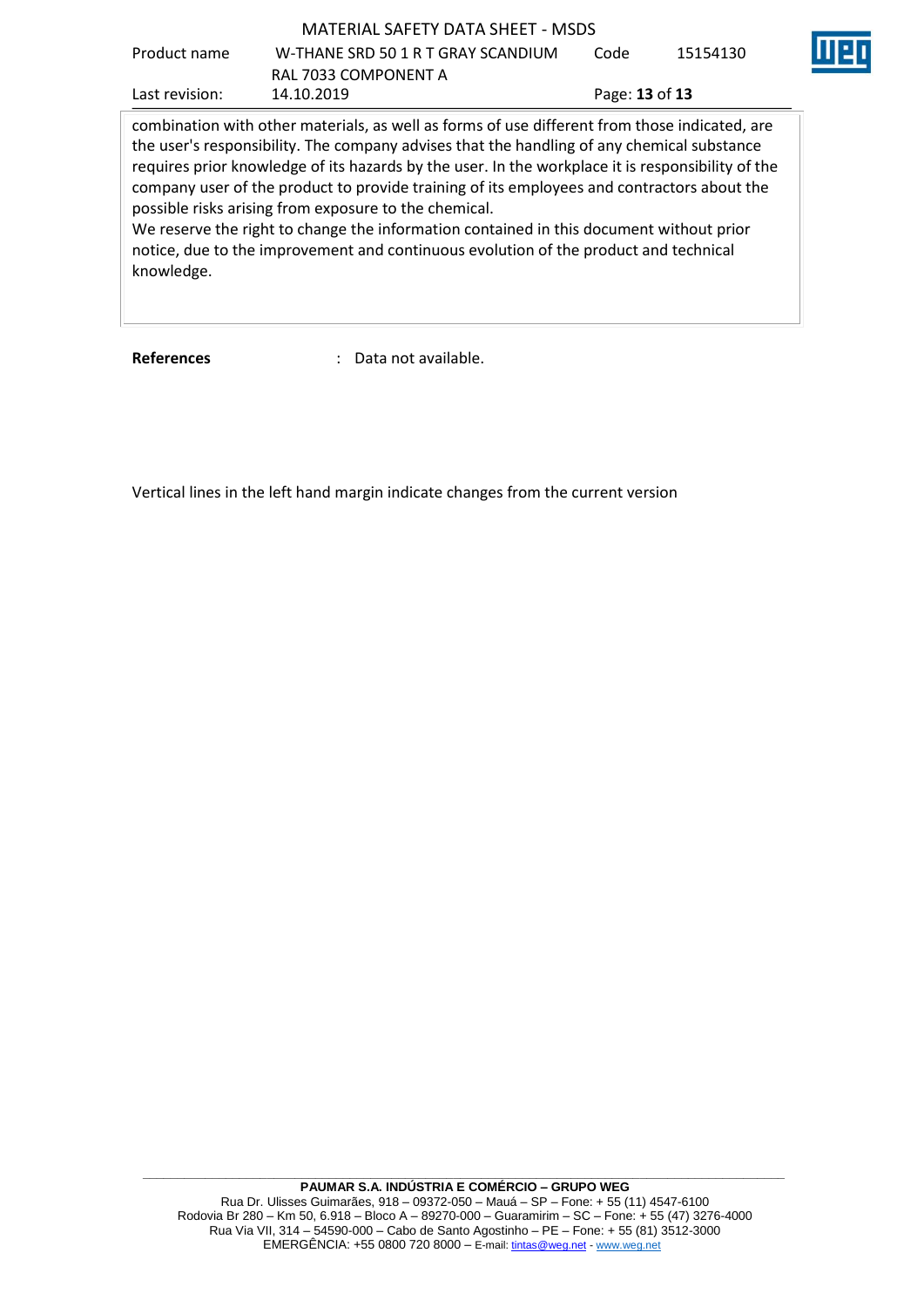combination with other materials, as well as forms of use different from those indicated, are the user's responsibility. The company advises that the handling of any chemical substance requires prior knowledge of its hazards by the user. In the workplace it is responsibility of the company user of the product to provide training of its employees and contractors about the possible risks arising from exposure to the chemical.
We reserve the right to change the information contained in this document without prior notice, due to the improvement and continuous evolution of the product and technical knowledge.

**References** : Data not available.

Vertical lines in the left hand margin indicate changes from the current version